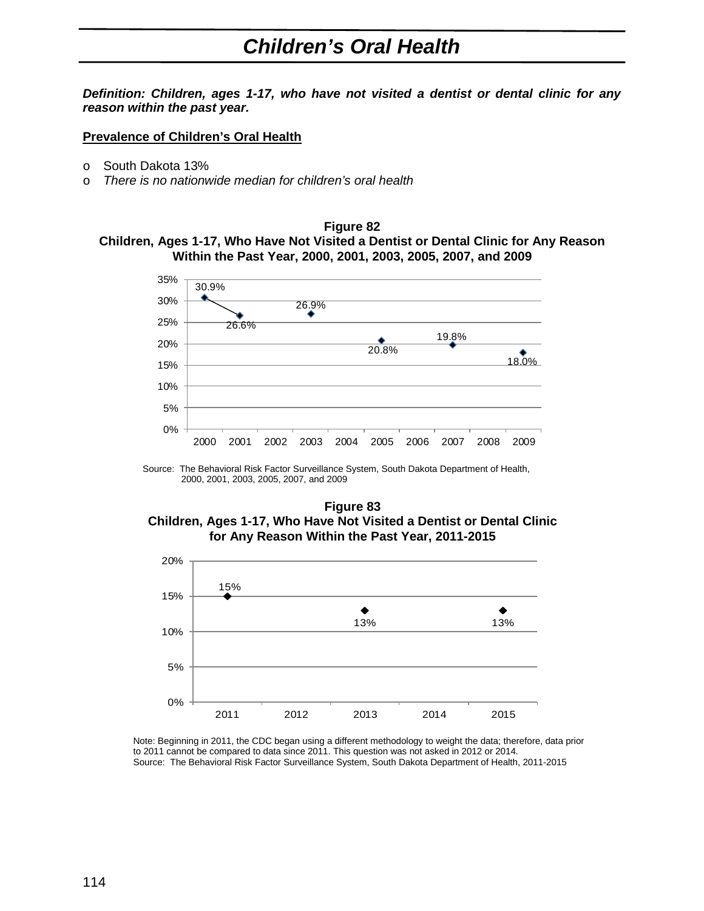# Children's Oral Health

***Definition: Children, ages 1-17, who have not visited a dentist or dental clinic for any reason within the past year.***

**Prevalence of Children's Oral Health**

- South Dakota 13%
- *There is no nationwide median for children's oral health*

**Figure 82**
**Children, Ages 1-17, Who Have Not Visited a Dentist or Dental Clinic for Any Reason Within the Past Year, 2000, 2001, 2003, 2005, 2007, and 2009**

| Year | Percent |
|---|---|
| 2000 | 30.9% |
| 2001 | 26.6% |
| 2003 | 26.9% |
| 2005 | 20.8% |
| 2007 | 19.8% |
| 2009 | 18.0% |

Source: The Behavioral Risk Factor Surveillance System, South Dakota Department of Health, 2000, 2001, 2003, 2005, 2007, and 2009

**Figure 83**
**Children, Ages 1-17, Who Have Not Visited a Dentist or Dental Clinic for Any Reason Within the Past Year, 2011-2015**

| Year | Percent |
|---|---|
| 2011 | 15% |
| 2013 | 13% |
| 2015 | 13% |

Note: Beginning in 2011, the CDC began using a different methodology to weight the data; therefore, data prior to 2011 cannot be compared to data since 2011. This question was not asked in 2012 or 2014.
Source: The Behavioral Risk Factor Surveillance System, South Dakota Department of Health, 2011-2015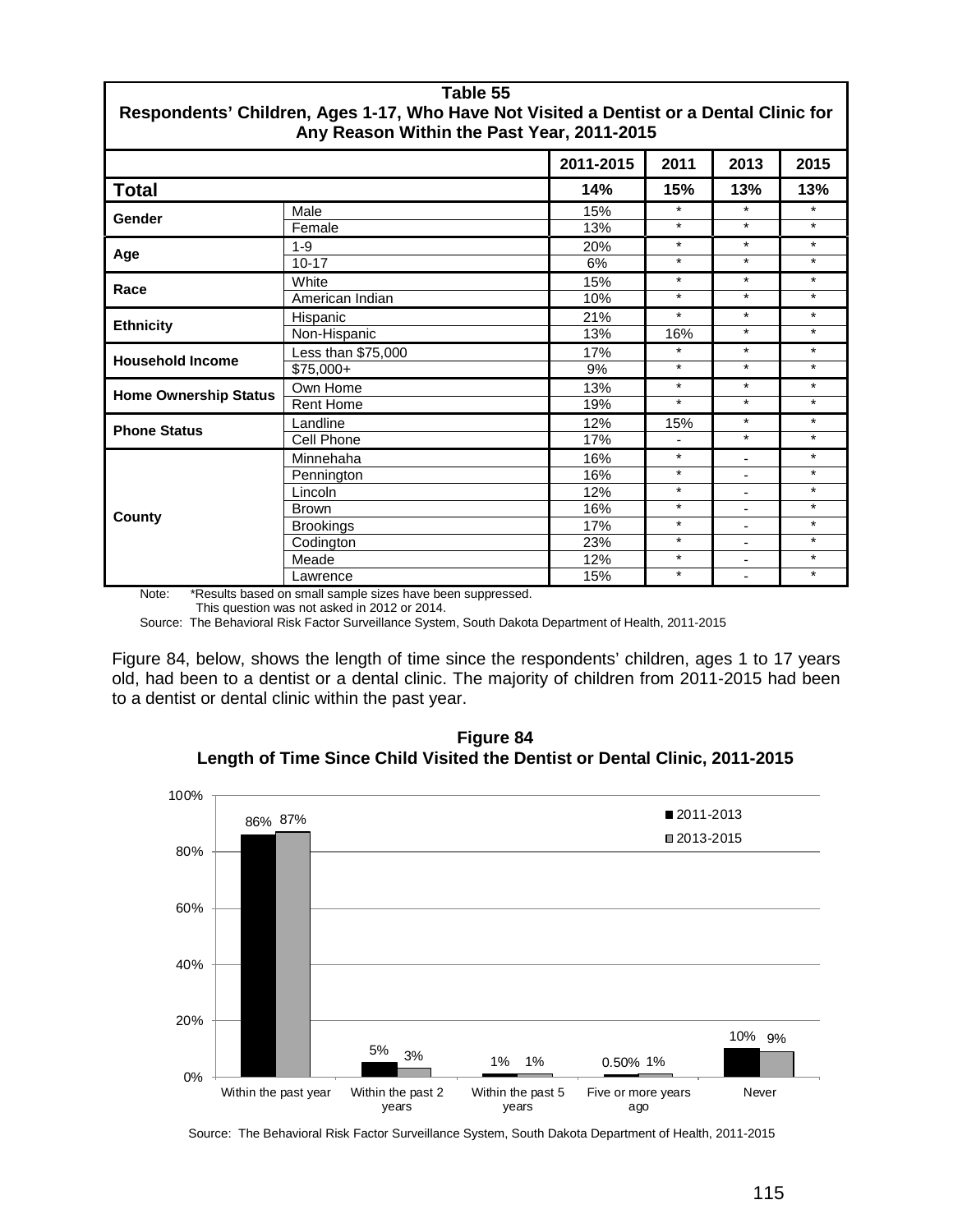**Table 55**
**Respondents' Children, Ages 1-17, Who Have Not Visited a Dentist or a Dental Clinic for Any Reason Within the Past Year, 2011-2015**

| | | 2011-2015 | 2011 | 2013 | 2015 |
|---|---|---|---|---|---|
| **Total** | | **14%** | **15%** | **13%** | **13%** |
| **Gender** | Male | 15% | * | * | * |
| | Female | 13% | * | * | * |
| **Age** | 1-9 | 20% | * | * | * |
| | 10-17 | 6% | * | * | * |
| **Race** | White | 15% | * | * | * |
| | American Indian | 10% | * | * | * |
| **Ethnicity** | Hispanic | 21% | * | * | * |
| | Non-Hispanic | 13% | 16% | * | * |
| **Household Income** | Less than $75,000 | 17% | * | * | * |
| | $75,000+ | 9% | * | * | * |
| **Home Ownership Status** | Own Home | 13% | * | * | * |
| | Rent Home | 19% | * | * | * |
| **Phone Status** | Landline | 12% | 15% | * | * |
| | Cell Phone | 17% | - | * | * |
| **County** | Minnehaha | 16% | * | - | * |
| | Pennington | 16% | * | - | * |
| | Lincoln | 12% | * | - | * |
| | Brown | 16% | * | - | * |
| | Brookings | 17% | * | - | * |
| | Codington | 23% | * | - | * |
| | Meade | 12% | * | - | * |
| | Lawrence | 15% | * | - | * |

Note: *Results based on small sample sizes have been suppressed.
This question was not asked in 2012 or 2014.

Source: The Behavioral Risk Factor Surveillance System, South Dakota Department of Health, 2011-2015

Figure 84, below, shows the length of time since the respondents' children, ages 1 to 17 years old, had been to a dentist or a dental clinic. The majority of children from 2011-2015 had been to a dentist or dental clinic within the past year.

**Figure 84**
**Length of Time Since Child Visited the Dentist or Dental Clinic, 2011-2015**

| | 2011-2013 | 2013-2015 |
|---|---|---|
| Within the past year | 86% | 87% |
| Within the past 2 years | 5% | 3% |
| Within the past 5 years | 1% | 1% |
| Five or more years ago | 0.50% | 1% |
| Never | 10% | 9% |

Source: The Behavioral Risk Factor Surveillance System, South Dakota Department of Health, 2011-2015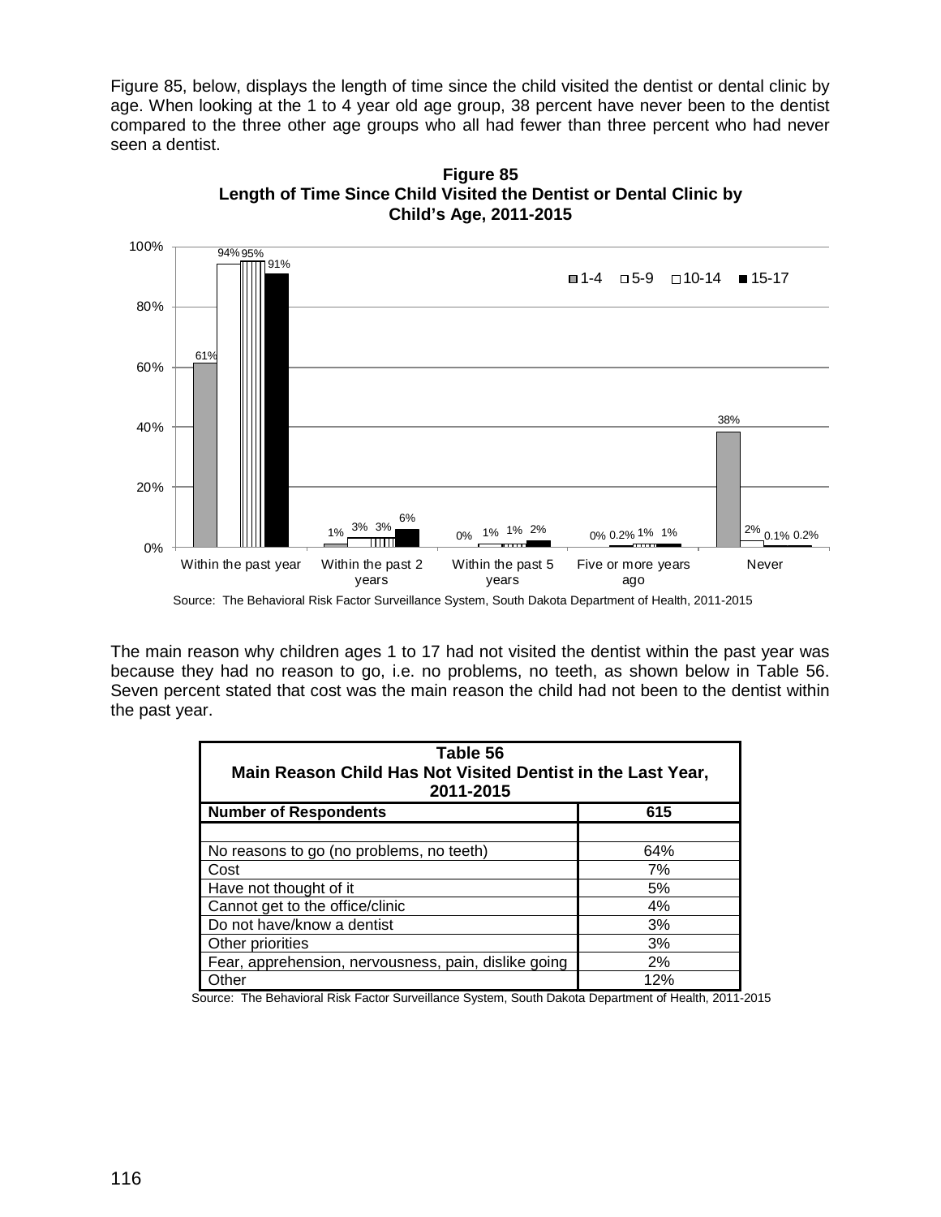Figure 85, below, displays the length of time since the child visited the dentist or dental clinic by age. When looking at the 1 to 4 year old age group, 38 percent have never been to the dentist compared to the three other age groups who all had fewer than three percent who had never seen a dentist.

**Figure 85**
**Length of Time Since Child Visited the Dentist or Dental Clinic by Child's Age, 2011-2015**

| | 1-4 | 5-9 | 10-14 | 15-17 |
|---|---|---|---|---|
| Within the past year | 61% | 94% | 95% | 91% |
| Within the past 2 years | 1% | 3% | 3% | 6% |
| Within the past 5 years | 0% | 1% | 1% | 2% |
| Five or more years ago | 0% | 0.2% | 1% | 1% |
| Never | 38% | 2% | 0.1% | 0.2% |

Source: The Behavioral Risk Factor Surveillance System, South Dakota Department of Health, 2011-2015

The main reason why children ages 1 to 17 had not visited the dentist within the past year was because they had no reason to go, i.e. no problems, no teeth, as shown below in Table 56. Seven percent stated that cost was the main reason the child had not been to the dentist within the past year.

**Table 56**
**Main Reason Child Has Not Visited Dentist in the Last Year, 2011-2015**

| Number of Respondents | 615 |
|---|---|
| | |
| No reasons to go (no problems, no teeth) | 64% |
| Cost | 7% |
| Have not thought of it | 5% |
| Cannot get to the office/clinic | 4% |
| Do not have/know a dentist | 3% |
| Other priorities | 3% |
| Fear, apprehension, nervousness, pain, dislike going | 2% |
| Other | 12% |

Source: The Behavioral Risk Factor Surveillance System, South Dakota Department of Health, 2011-2015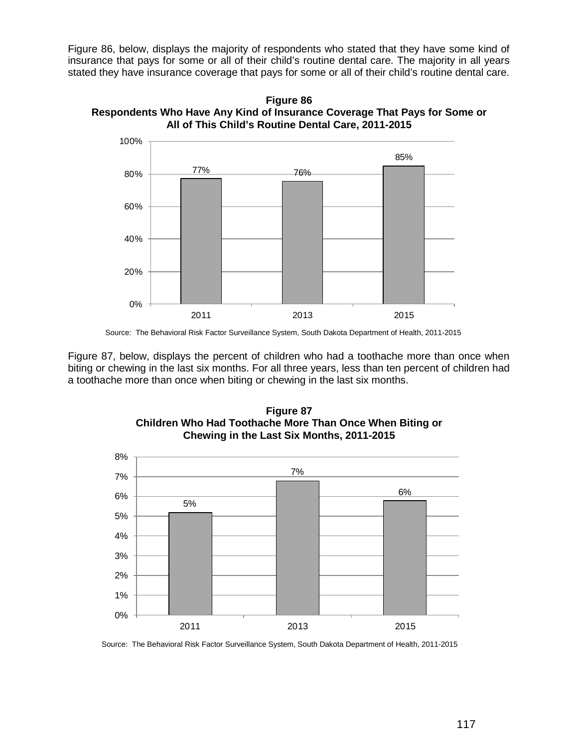Figure 86, below, displays the majority of respondents who stated that they have some kind of insurance that pays for some or all of their child's routine dental care. The majority in all years stated they have insurance coverage that pays for some or all of their child's routine dental care.

**Figure 86**
**Respondents Who Have Any Kind of Insurance Coverage That Pays for Some or All of This Child's Routine Dental Care, 2011-2015**

| Year | Percent |
|---|---|
| 2011 | 77% |
| 2013 | 76% |
| 2015 | 85% |

Source: The Behavioral Risk Factor Surveillance System, South Dakota Department of Health, 2011-2015

Figure 87, below, displays the percent of children who had a toothache more than once when biting or chewing in the last six months. For all three years, less than ten percent of children had a toothache more than once when biting or chewing in the last six months.

**Figure 87**
**Children Who Had Toothache More Than Once When Biting or Chewing in the Last Six Months, 2011-2015**

| Year | Percent |
|---|---|
| 2011 | 5% |
| 2013 | 7% |
| 2015 | 6% |

Source: The Behavioral Risk Factor Surveillance System, South Dakota Department of Health, 2011-2015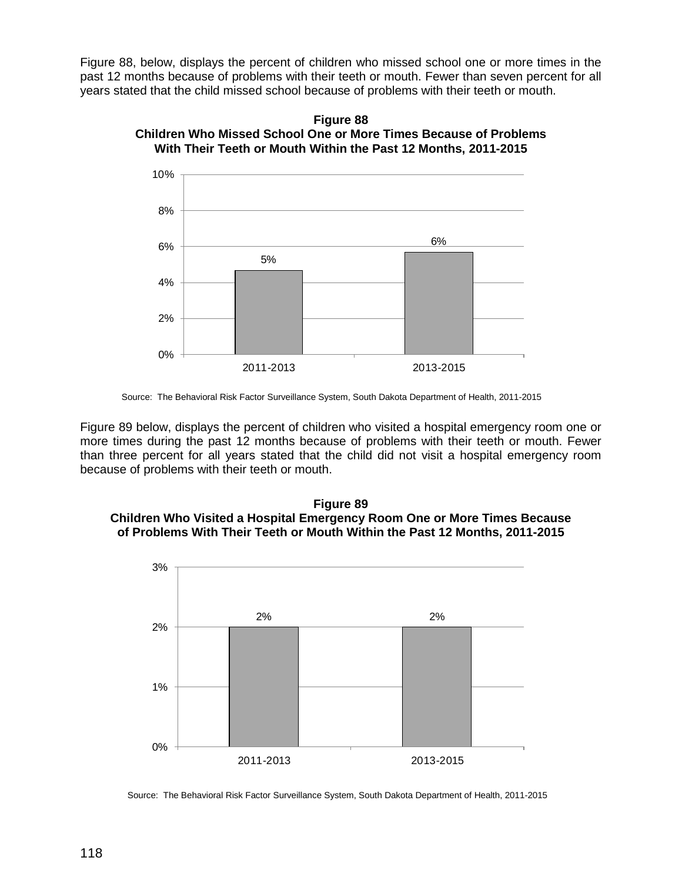Figure 88, below, displays the percent of children who missed school one or more times in the past 12 months because of problems with their teeth or mouth. Fewer than seven percent for all years stated that the child missed school because of problems with their teeth or mouth.

**Figure 88**
**Children Who Missed School One or More Times Because of Problems With Their Teeth or Mouth Within the Past 12 Months, 2011-2015**

10%
8%
6%
4%
2%
0%

5%
6%

2011-2013
2013-2015

Source: The Behavioral Risk Factor Surveillance System, South Dakota Department of Health, 2011-2015

Figure 89 below, displays the percent of children who visited a hospital emergency room one or more times during the past 12 months because of problems with their teeth or mouth. Fewer than three percent for all years stated that the child did not visit a hospital emergency room because of problems with their teeth or mouth.

**Figure 89**
**Children Who Visited a Hospital Emergency Room One or More Times Because of Problems With Their Teeth or Mouth Within the Past 12 Months, 2011-2015**

3%
2%
1%
0%

2%
2%

2011-2013
2013-2015

Source: The Behavioral Risk Factor Surveillance System, South Dakota Department of Health, 2011-2015